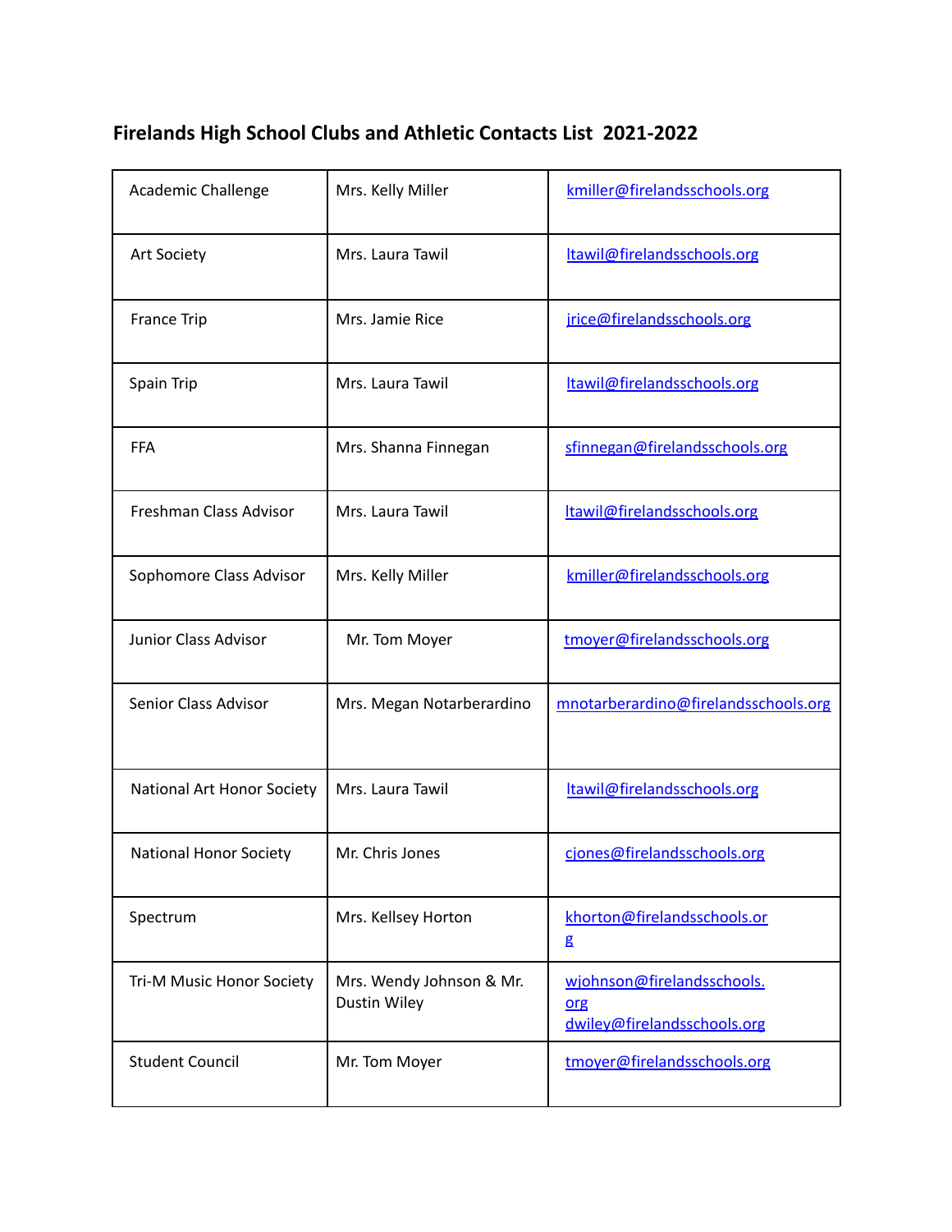## Firelands High School Clubs and Athletic Contacts List 2021-2022

| | | |
|---|---|---|
| Academic Challenge | Mrs. Kelly Miller | kmiller@firelandsschools.org |
| Art Society | Mrs. Laura Tawil | ltawil@firelandsschools.org |
| France Trip | Mrs. Jamie Rice | jrice@firelandsschools.org |
| Spain Trip | Mrs. Laura Tawil | ltawil@firelandsschools.org |
| FFA | Mrs. Shanna Finnegan | sfinnegan@firelandsschools.org |
| Freshman Class Advisor | Mrs. Laura Tawil | ltawil@firelandsschools.org |
| Sophomore Class Advisor | Mrs. Kelly Miller | kmiller@firelandsschools.org |
| Junior Class Advisor | Mr. Tom Moyer | tmoyer@firelandsschools.org |
| Senior Class Advisor | Mrs. Megan Notarberardino | mnotarberardino@firelandsschools.org |
| National Art Honor Society | Mrs. Laura Tawil | ltawil@firelandsschools.org |
| National Honor Society | Mr. Chris Jones | cjones@firelandsschools.org |
| Spectrum | Mrs. Kellsey Horton | khorton@firelandsschools.org |
| Tri-M Music Honor Society | Mrs. Wendy Johnson & Mr. Dustin Wiley | wjohnson@firelandsschools.org dwiley@firelandsschools.org |
| Student Council | Mr. Tom Moyer | tmoyer@firelandsschools.org |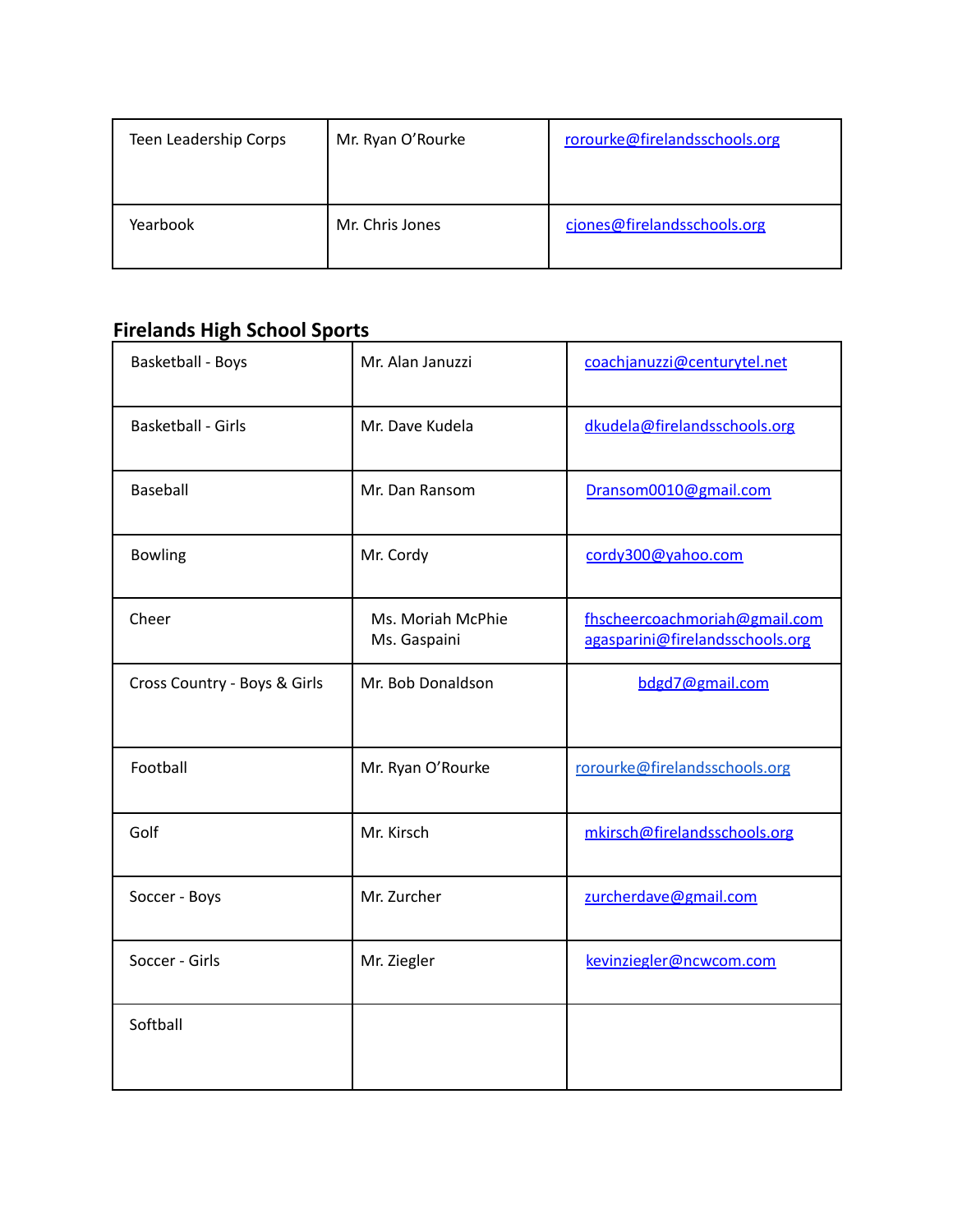| Teen Leadership Corps | Mr. Ryan O'Rourke | rorourke@firelandsschools.org |
|---|---|---|
| Yearbook | Mr. Chris Jones | cjones@firelandsschools.org |

## Firelands High School Sports

| Basketball - Boys | Mr. Alan Januzzi | coachjanuzzi@centurytel.net |
|---|---|---|
| Basketball - Girls | Mr. Dave Kudela | dkudela@firelandsschools.org |
| Baseball | Mr. Dan Ransom | Dransom0010@gmail.com |
| Bowling | Mr. Cordy | cordy300@yahoo.com |
| Cheer | Ms. Moriah McPhie<br>Ms. Gaspaini | fhscheercoachmoriah@gmail.com<br>agasparini@firelandsschools.org |
| Cross Country - Boys & Girls | Mr. Bob Donaldson | bdgd7@gmail.com |
| Football | Mr. Ryan O'Rourke | rorourke@firelandsschools.org |
| Golf | Mr. Kirsch | mkirsch@firelandsschools.org |
| Soccer - Boys | Mr. Zurcher | zurcherdave@gmail.com |
| Soccer - Girls | Mr. Ziegler | kevinziegler@ncwcom.com |
| Softball | | |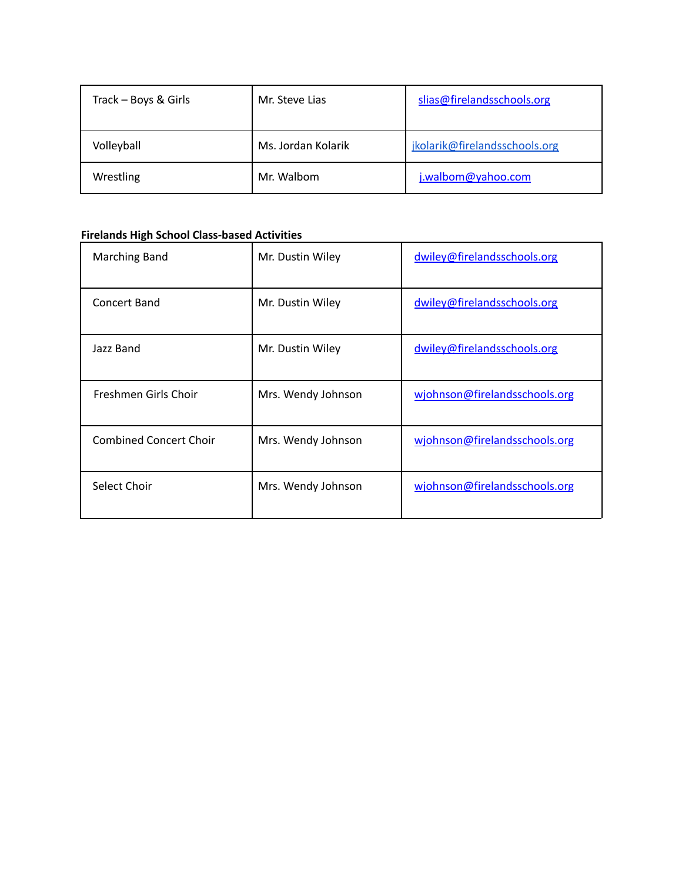| | | |
|---|---|---|
| Track – Boys & Girls | Mr. Steve Lias | slias@firelandsschools.org |
| Volleyball | Ms. Jordan Kolarik | jkolarik@firelandsschools.org |
| Wrestling | Mr. Walbom | j.walbom@yahoo.com |

**Firelands High School Class-based Activities**

| | | |
|---|---|---|
| Marching Band | Mr. Dustin Wiley | dwiley@firelandsschools.org |
| Concert Band | Mr. Dustin Wiley | dwiley@firelandsschools.org |
| Jazz Band | Mr. Dustin Wiley | dwiley@firelandsschools.org |
| Freshmen Girls Choir | Mrs. Wendy Johnson | wjohnson@firelandsschools.org |
| Combined Concert Choir | Mrs. Wendy Johnson | wjohnson@firelandsschools.org |
| Select Choir | Mrs. Wendy Johnson | wjohnson@firelandsschools.org |